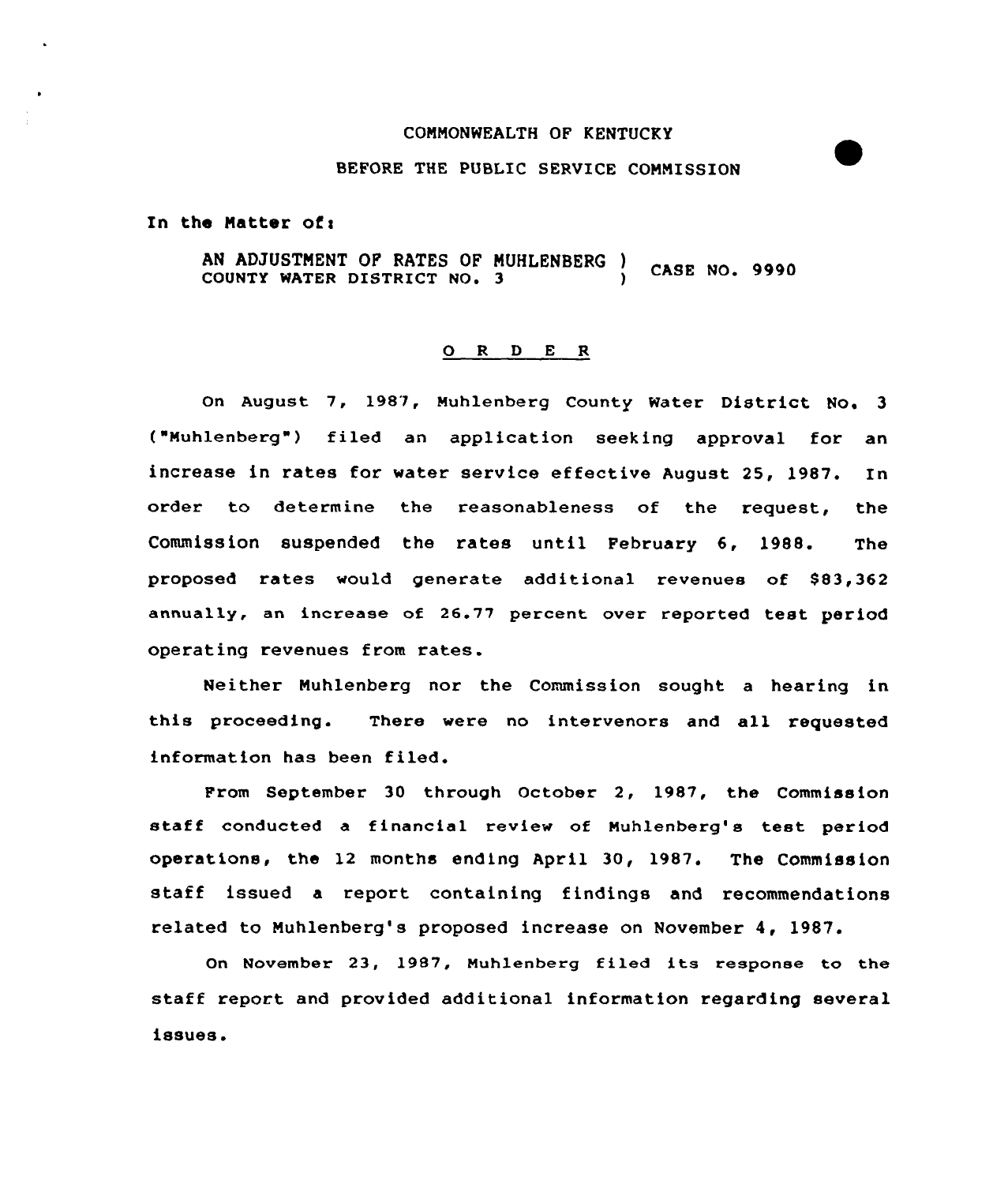COMMONWEALTH OF KENTUCKY

BEFORE THE PUBLIC SERVICE COMMISSION

In the Matter of:

AN ADJUSTMENT OF RATES OF MUHLENBERG COUNTY WATER DISTRICT NO. 3 ) CASE NO. 9990

## O R D E R

On August 7, 1987, Muhlenberg County Water District No. 3 ("Muhlenberg") filed an application seeking approval for an increase in rates for water service effective August 25, 1987. In order to determine the reasonableness of the request, the Commission suspended the rates until February 6, 1988. The proposed rates would generate additional revenues of $83,362 annually, an increase of 26.77 percent over reported test period operating revenues from rates.

Neither Muhlenberg nor the Commission sought a hearing in this proceeding. There were no intervenors and all requested information has been filed.

From September 30 through October 2, 1987, the Commission staff conducted a financial review of Muhlenberg's test period operations, the 12 months ending April 30, 1987. The Commission staff issued a report containing findings and recommendations related to Muhlenberg's proposed increase on November 4, 1987.

On November 23, 1987, Muhlenberg filed its response to the staff report and provided additional information regarding several issues.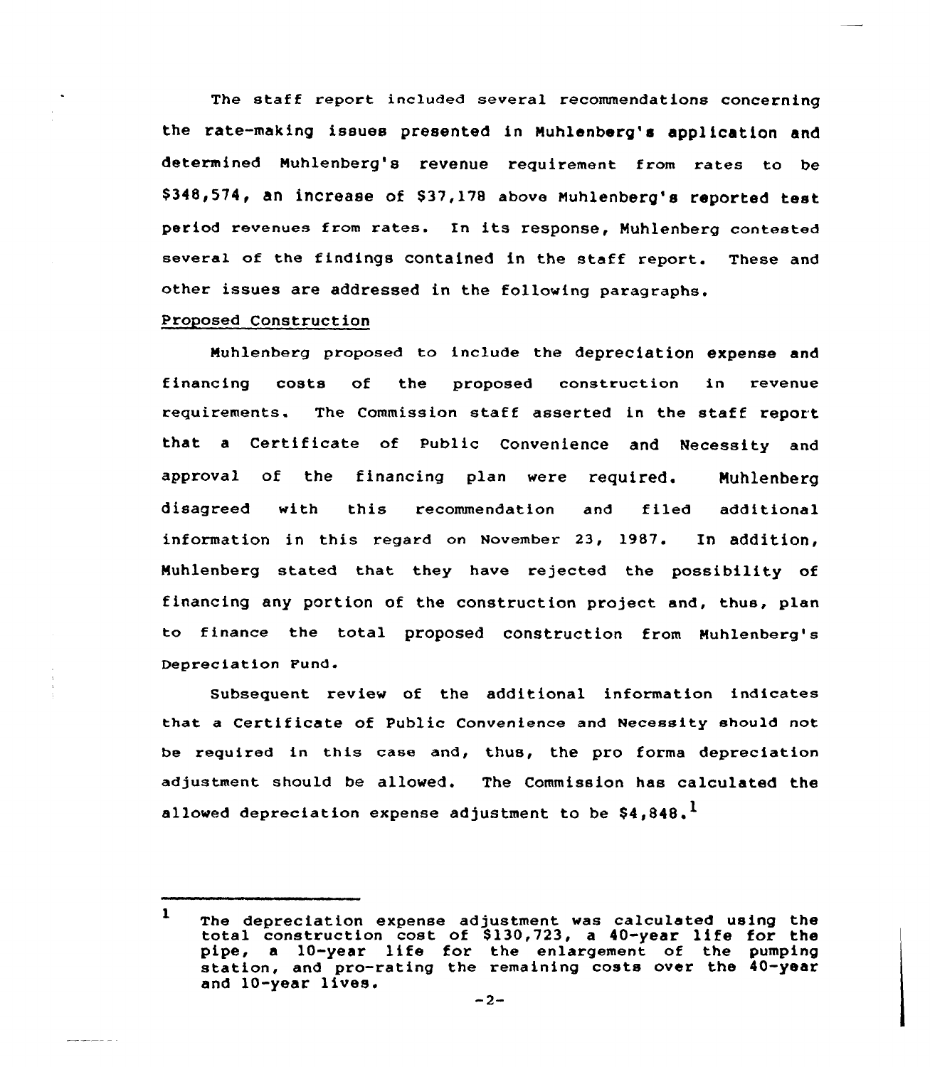The staff report included several recommendations concerning the rate-making issues presented in Muhlenberg's application and determined Muhlenberg's revenue requirement from rates to be $348,574, an increase of $37,178 above Muhlenberg's reported test period revenues from rates. In its response, Muhlenberg contested several of the findings contained in the staff report. These and other issues are addressed in the following paragraphs.

Proposed Construction

Muhlenberg proposed to include the depreciation expense and financing costs of the proposed construction in revenue requirements. The Commission staff asserted in the staff report that a Certificate of Public Convenience and Necessity and approval of the financing plan were required. Muhlenberg disagreed with this recommendation and filed additional information in this regard on November 23, 1987. In addition, Muhlenberg stated that they have rejected the possibility of financing any portion of the construction project and, thus, plan to finance the total proposed construction from Muhlenberg's Depreciation Fund.

Subsequent review of the additional information indicates that a Certificate of Public Convenience and Necessity should not be required in this case and, thus, the pro forma depreciation adjustment should be allowed. The Commission has calculated the allowed depreciation expense adjustment to be $4,848.[1]

[1] The depreciation expense adjustment was calculated using the total construction cost of $130,723, a 40-year life for the pipe, a 10-year life for the enlargement of the pumping station, and pro-rating the remaining costs over the 40-year and 10-year lives.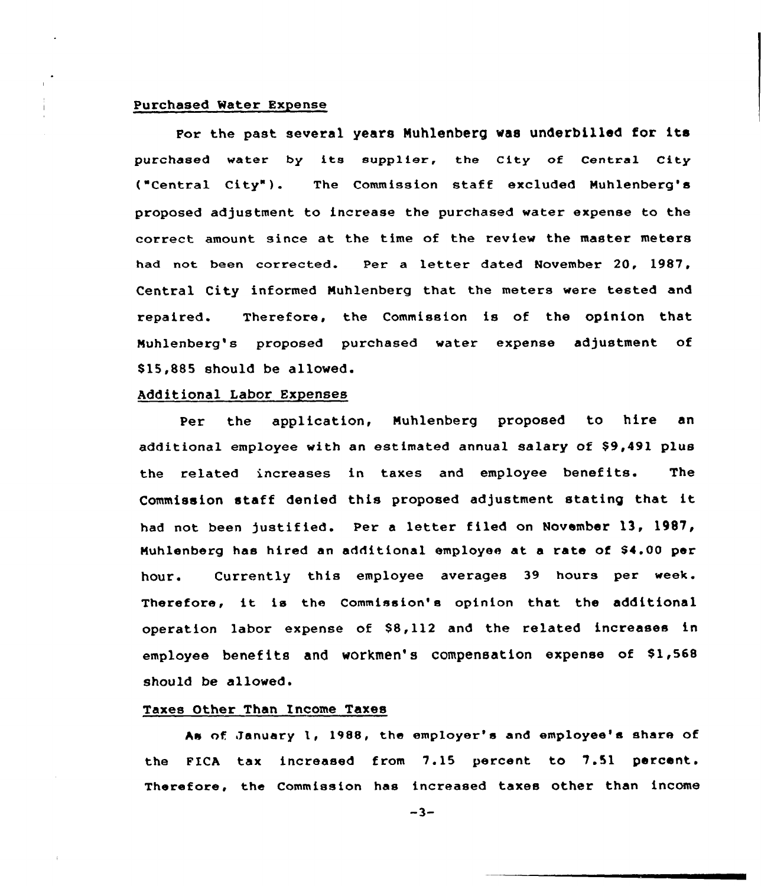Purchased Water Expense

For the past several years Muhlenberg was underbilled for its purchased water by its supplier, the City of Central City ("Central City"). The Commission staff excluded Muhlenberg's proposed adjustment to increase the purchased water expense to the correct amount since at the time of the review the master meters had not been corrected. Per a letter dated November 20, 1987, Central City informed Muhlenberg that the meters were tested and repaired. Therefore, the Commission is of the opinion that Muhlenberg's proposed purchased water expense adjustment of $15,885 should be allowed.

Additional Labor Expenses

Per the application, Muhlenberg proposed to hire an additional employee with an estimated annual salary of $9,491 plus the related increases in taxes and employee benefits. The Commission staff denied this proposed adjustment stating that it had not been justified. Per a letter filed on November 13, 1987, Muhlenberg has hired an additional employee at a rate of $4.00 per hour. Currently this employee averages 39 hours per week. Therefore, it is the Commission's opinion that the additional operation labor expense of $8,112 and the related increases in employee benefits and workmen's compensation expense of $1,568 should be allowed.

Taxes Other Than Income Taxes

As of January 1, 1988, the employer's and employee's share of the FICA tax increased from 7.15 percent to 7.51 percent. Therefore, the Commission has increased taxes other than income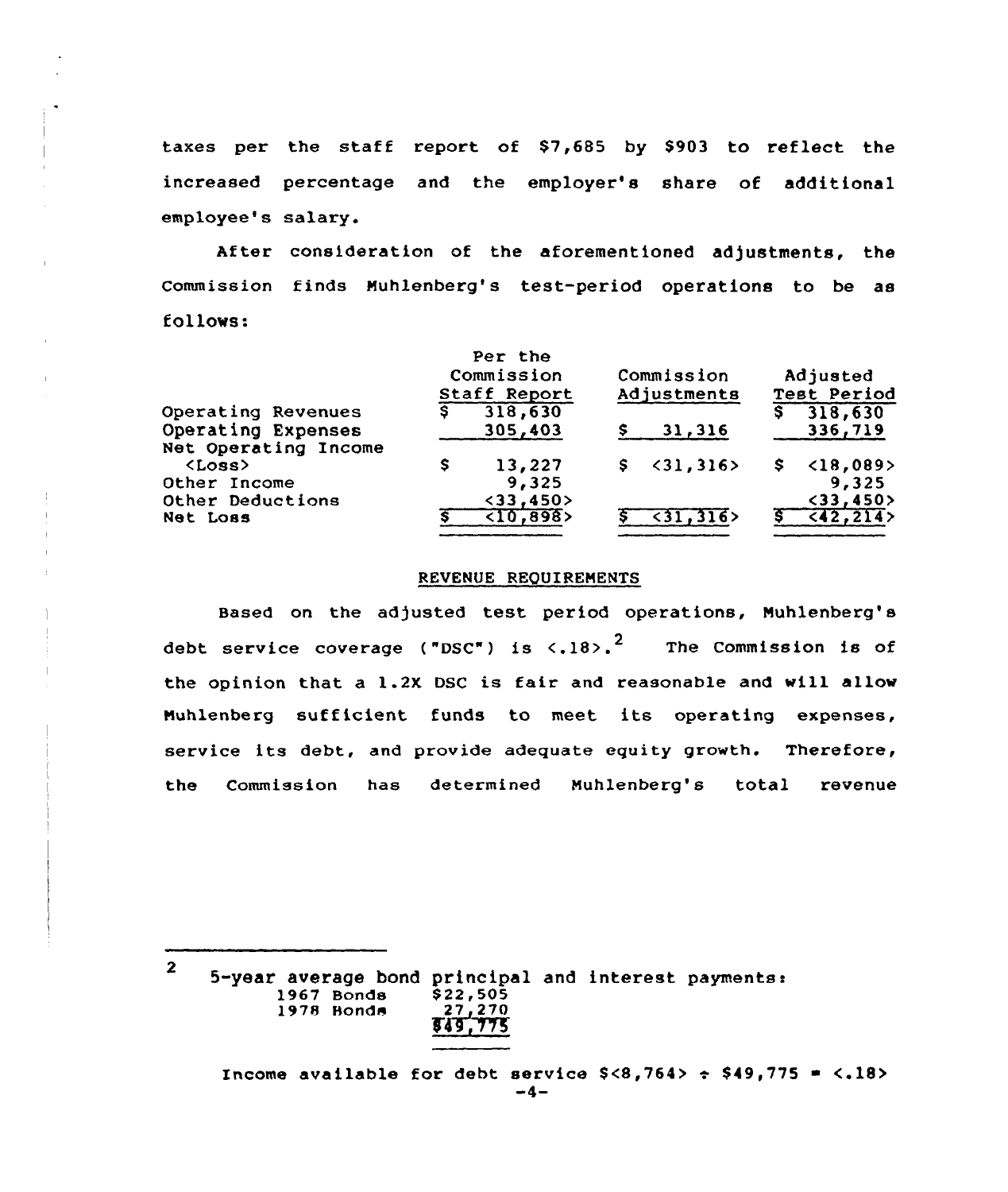taxes per the staff report of $7,685 by $903 to reflect the increased percentage and the employer's share of additional employee's salary.

After consideration of the aforementioned adjustments, the Commission finds Muhlenberg's test-period operations to be as follows:

| | Per the Commission Staff Report | Commission Adjustments | Adjusted Test Period |
|---|---|---|---|
| Operating Revenues | $ 318,630 | | $ 318,630 |
| Operating Expenses | 305,403 | $ 31,316 | 336,719 |
| Net Operating Income <Loss> | $ 13,227 | $ <31,316> | $ <18,089> |
| Other Income | 9,325 | | 9,325 |
| Other Deductions | <33,450> | | <33,450> |
| Net Loss | $ <10,898> | $ <31,316> | $ <42,214> |

## REVENUE REQUIREMENTS

Based on the adjusted test period operations, Muhlenberg's debt service coverage ("DSC") is <.18>.[2] The Commission is of the opinion that a 1.2X DSC is fair and reasonable and will allow Muhlenberg sufficient funds to meet its operating expenses, service its debt, and provide adequate equity growth. Therefore, the Commission has determined Muhlenberg's total revenue

---

[2] 5-year average bond principal and interest payments:

| | |
|---|---|
| 1967 Bonds | $22,505 |
| 1978 Bonds | 27,270 |
| | $49,775 |

Income available for debt service $<8,764> ÷ $49,775 = <.18>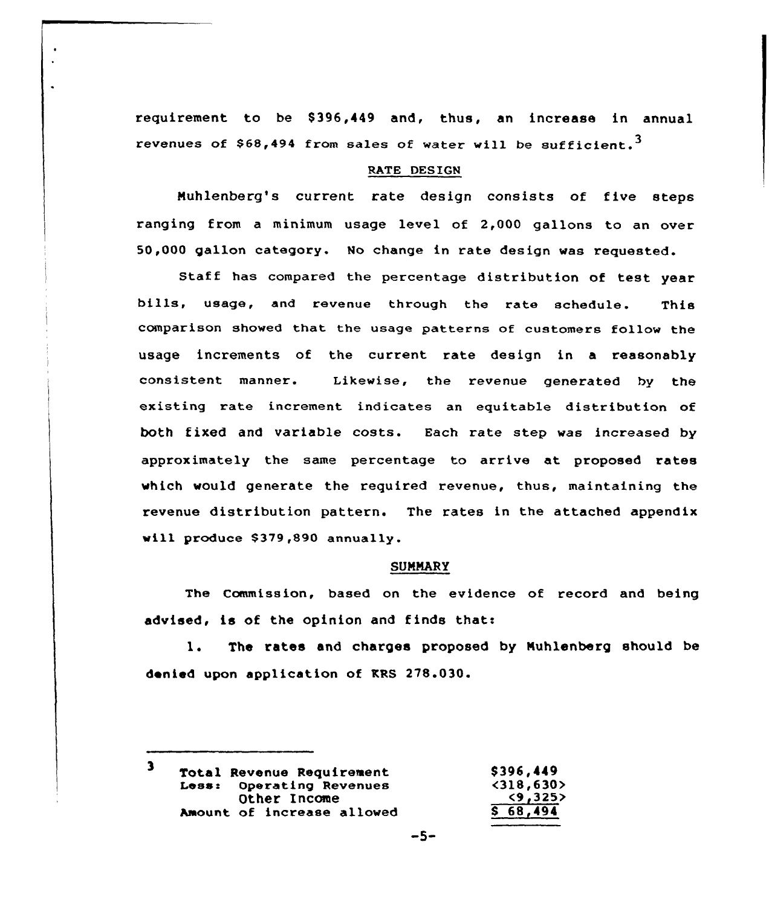requirement to be $396,449 and, thus, an increase in annual revenues of $68,494 from sales of water will be sufficient.[3]

## RATE DESIGN

Muhlenberg's current rate design consists of five steps ranging from a minimum usage level of 2,000 gallons to an over 50,000 gallon category. No change in rate design was requested.

Staff has compared the percentage distribution of test year bills, usage, and revenue through the rate schedule. This comparison showed that the usage patterns of customers follow the usage increments of the current rate design in a reasonably consistent manner. Likewise, the revenue generated by the existing rate increment indicates an equitable distribution of both fixed and variable costs. Each rate step was increased by approximately the same percentage to arrive at proposed rates which would generate the required revenue, thus, maintaining the revenue distribution pattern. The rates in the attached appendix will produce $379,890 annually.

## SUMMARY

The Commission, based on the evidence of record and being advised, is of the opinion and finds that:

1. The rates and charges proposed by Muhlenberg should be denied upon application of KRS 278.030.

---

[3]

| | |
|---|---|
| Total Revenue Requirement | $396,449 |
| Less: Operating Revenues | <318,630> |
| Other Income | <9,325> |
| Amount of increase allowed | $ 68,494 |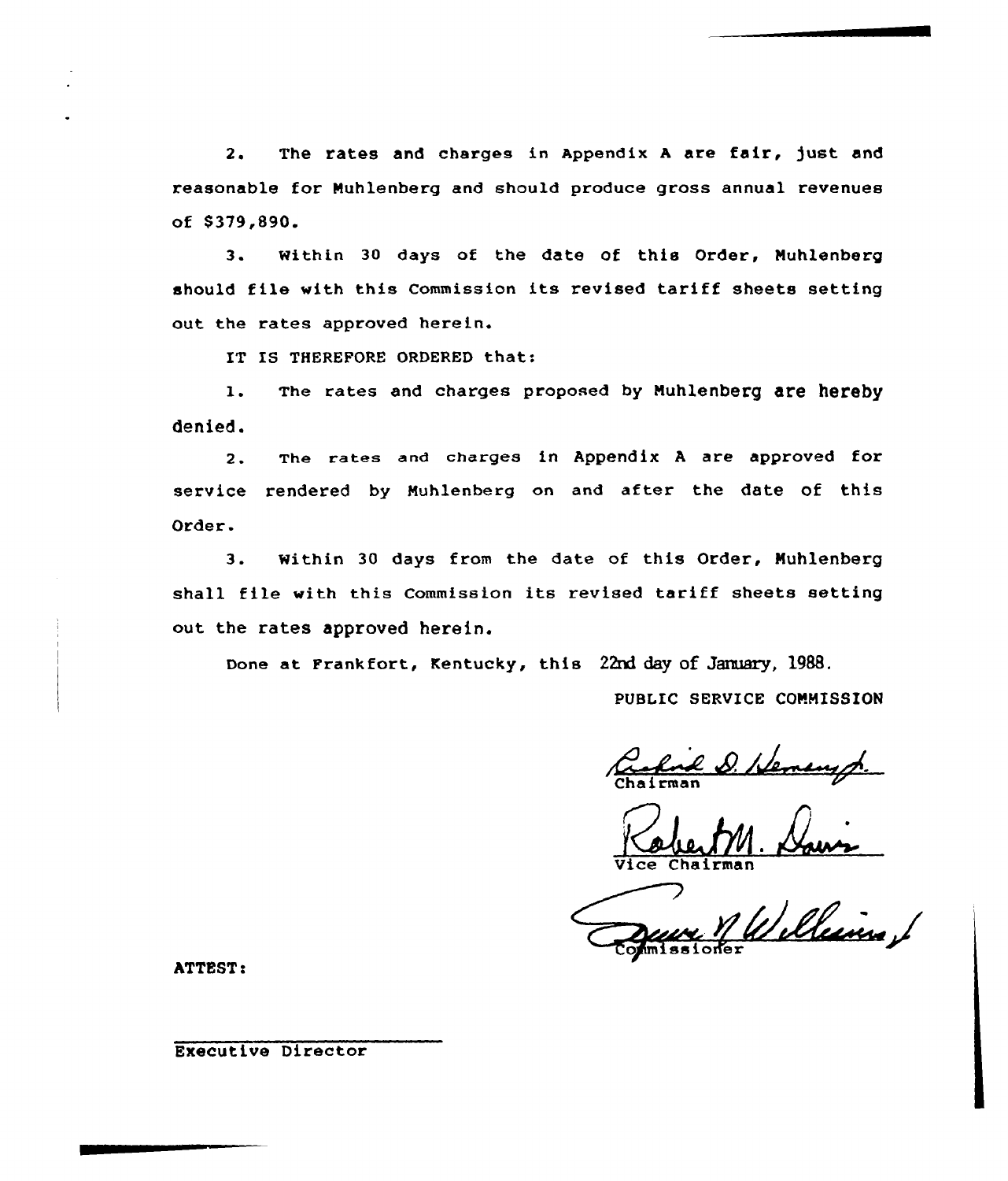2. The rates and charges in Appendix A are fair, just and reasonable for Muhlenberg and should produce gross annual revenues of $379,890.

3. Within 30 days of the date of this Order, Muhlenberg should file with this Commission its revised tariff sheets setting out the rates approved herein.

IT IS THEREFORE ORDERED that:

1. The rates and charges proposed by Muhlenberg are hereby denied.

2. The rates and charges in Appendix A are approved for service rendered by Muhlenberg on and after the date of this Order.

3. Within 30 days from the date of this Order, Muhlenberg shall file with this Commission its revised tariff sheets setting out the rates approved herein.

Done at Frankfort, Kentucky, this 22nd day of January, 1988.

PUBLIC SERVICE COMMISSION

Chairman

Vice Chairman

Commissioner

ATTEST:

Executive Director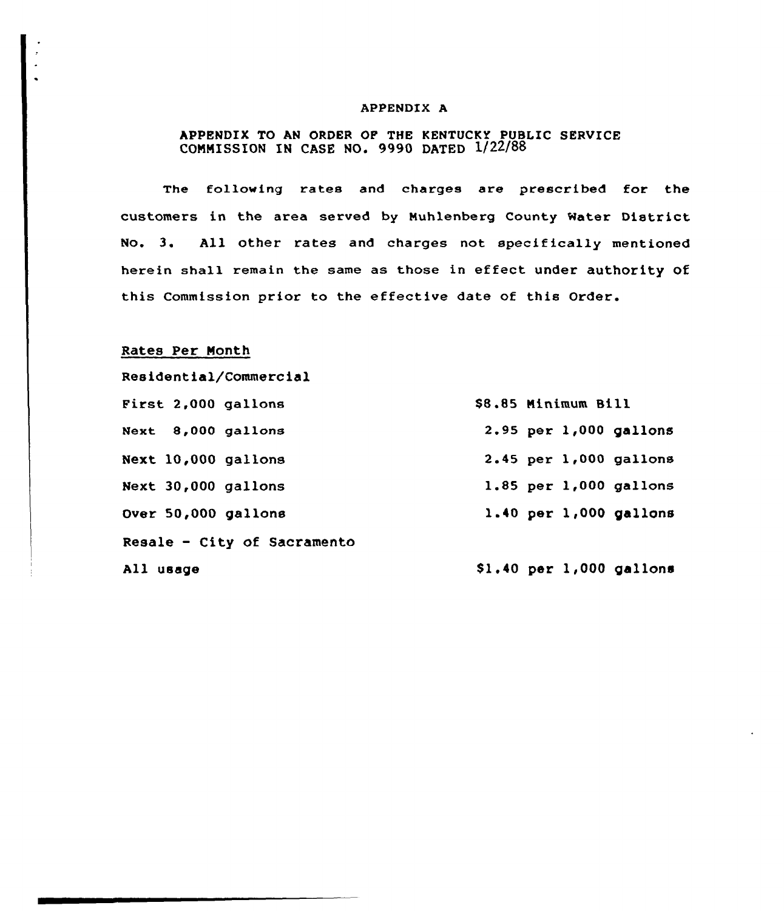# APPENDIX A

## APPENDIX TO AN ORDER OF THE KENTUCKY PUBLIC SERVICE COMMISSION IN CASE NO. 9990 DATED 1/22/88

The following rates and charges are prescribed for the customers in the area served by Muhlenberg County Water District No. 3. All other rates and charges not specifically mentioned herein shall remain the same as those in effect under authority of this Commission prior to the effective date of this Order.

Rates Per Month

| | |
|---|---|
| Residential/Commercial | |
| First 2,000 gallons | $8.85 Minimum Bill |
| Next 8,000 gallons | 2.95 per 1,000 gallons |
| Next 10,000 gallons | 2.45 per 1,000 gallons |
| Next 30,000 gallons | 1.85 per 1,000 gallons |
| Over 50,000 gallons | 1.40 per 1,000 gallons |
| Resale - City of Sacramento | |
| All usage | $1.40 per 1,000 gallons |